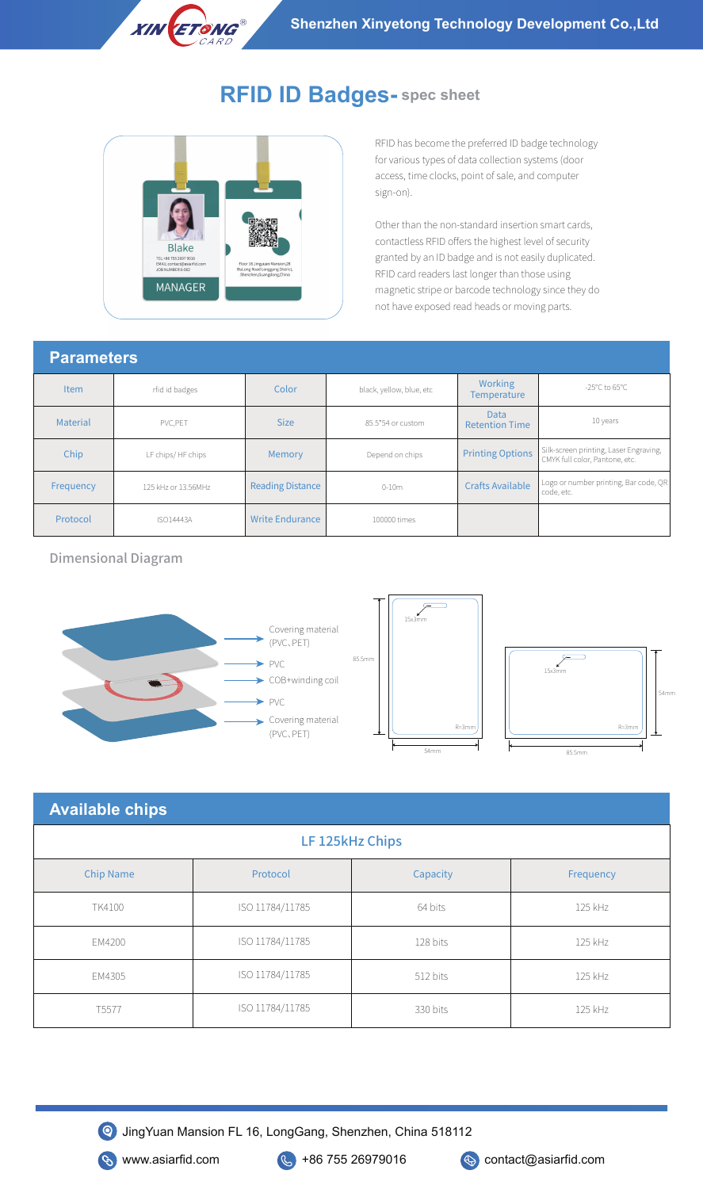# RFID ID Badges- spec sheet

RFID has become the preferred ID badge technology for various types of data collection systems (door access, time clocks, point of sale, and computer sign-on).

Other than the non-standard insertion smart cards, contactless RFID offers the highest level of security granted by an ID badge and is not easily duplicated. RFID card readers last longer than those using magnetic stripe or barcode technology since they do not have exposed read heads or moving parts.

## Parameters

| | | | | | |
|---|---|---|---|---|---|
| Item | rfid id badges | Color | black, yellow, blue, etc | Working Temperature | -25℃ to 65℃ |
| Material | PVC,PET | Size | 85.5*54 or custom | Data Retention Time | 10 years |
| Chip | LF chips/ HF chips | Memory | Depend on chips | Printing Options | Silk-screen printing, Laser Engraving, CMYK full color, Pantone, etc. |
| Frequency | 125 kHz or 13.56MHz | Reading Distance | 0-10m | Crafts Available | Logo or number printing, Bar code, QR code, etc. |
| Protocol | ISO14443A | Write Endurance | 100000 times | | |

### Dimensional Diagram

Covering material (PVC、PET)

PVC

COB+winding coil

PVC

Covering material (PVC、PET)

15x3mm

85.5mm

54mm

R=3mm

15x3mm

54mm

85.5mm

R=3mm

## Available chips

| LF 125kHz Chips | | | |
|---|---|---|---|
| Chip Name | Protocol | Capacity | Frequency |
| TK4100 | ISO 11784/11785 | 64 bits | 125 kHz |
| EM4200 | ISO 11784/11785 | 128 bits | 125 kHz |
| EM4305 | ISO 11784/11785 | 512 bits | 125 kHz |
| T5577 | ISO 11784/11785 | 330 bits | 125 kHz |

JingYuan Mansion FL 16, LongGang, Shenzhen, China 518112

www.asiarfid.com    +86 755 26979016    contact@asiarfid.com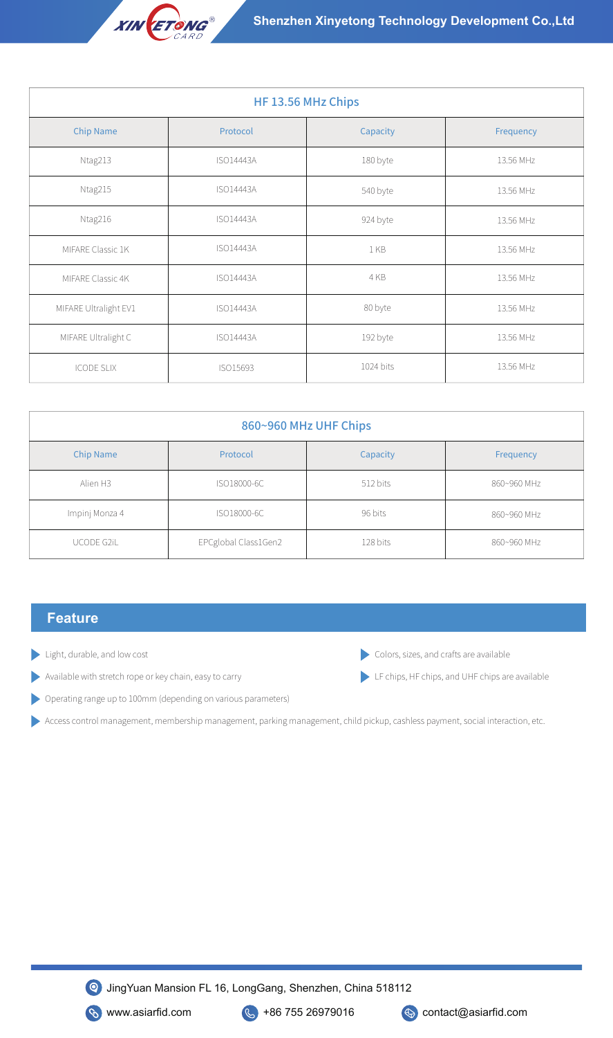## HF 13.56 MHz Chips

| Chip Name | Protocol | Capacity | Frequency |
| --- | --- | --- | --- |
| Ntag213 | ISO14443A | 180 byte | 13.56 MHz |
| Ntag215 | ISO14443A | 540 byte | 13.56 MHz |
| Ntag216 | ISO14443A | 924 byte | 13.56 MHz |
| MIFARE Classic 1K | ISO14443A | 1 KB | 13.56 MHz |
| MIFARE Classic 4K | ISO14443A | 4 KB | 13.56 MHz |
| MIFARE Ultralight EV1 | ISO14443A | 80 byte | 13.56 MHz |
| MIFARE Ultralight C | ISO14443A | 192 byte | 13.56 MHz |
| ICODE SLIX | ISO15693 | 1024 bits | 13.56 MHz |

## 860~960 MHz UHF Chips

| Chip Name | Protocol | Capacity | Frequency |
| --- | --- | --- | --- |
| Alien H3 | ISO18000-6C | 512 bits | 860~960 MHz |
| Impinj Monza 4 | ISO18000-6C | 96 bits | 860~960 MHz |
| UCODE G2iL | EPCglobal Class1Gen2 | 128 bits | 860~960 MHz |

## Feature

- Light, durable, and low cost
- Colors, sizes, and crafts are available
- Available with stretch rope or key chain, easy to carry
- LF chips, HF chips, and UHF chips are available
- Operating range up to 100mm (depending on various parameters)
- Access control management, membership management, parking management, child pickup, cashless payment, social interaction, etc.

JingYuan Mansion FL 16, LongGang, Shenzhen, China 518112

www.asiarfid.com

+86 755 26979016

contact@asiarfid.com